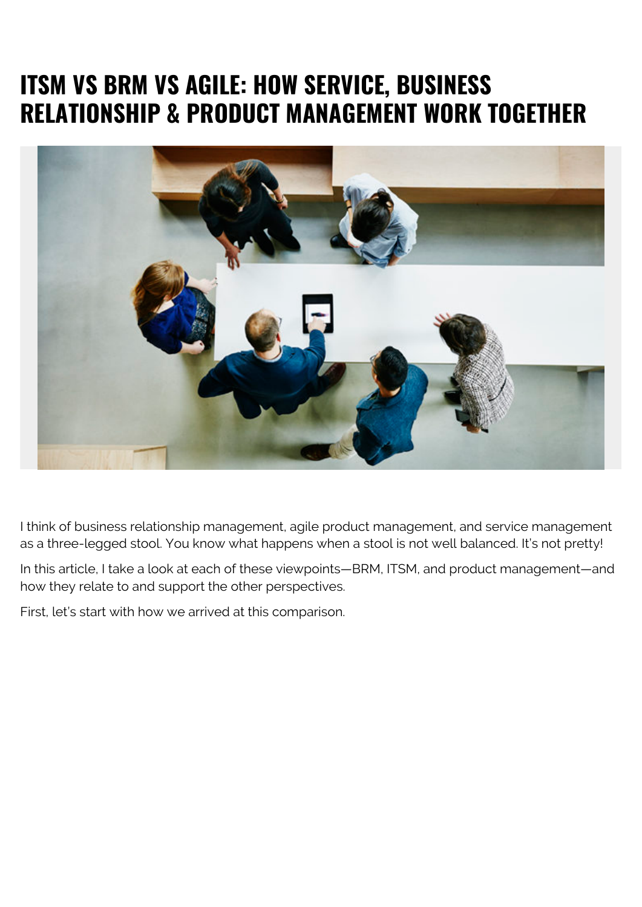# ITSM VS BRM VS AGILE: HOW SERVICE, BUSINESS RELATIONSHIP & PRODUCT MANAGEMENT WORK TOGETHER

I think of business relationship management, agile product management, and service management as a three-legged stool. You know what happens when a stool is not well balanced. It's not pretty!

In this article, I take a look at each of these viewpoints—BRM, ITSM, and product management—and how they relate to and support the other perspectives.

First, let's start with how we arrived at this comparison.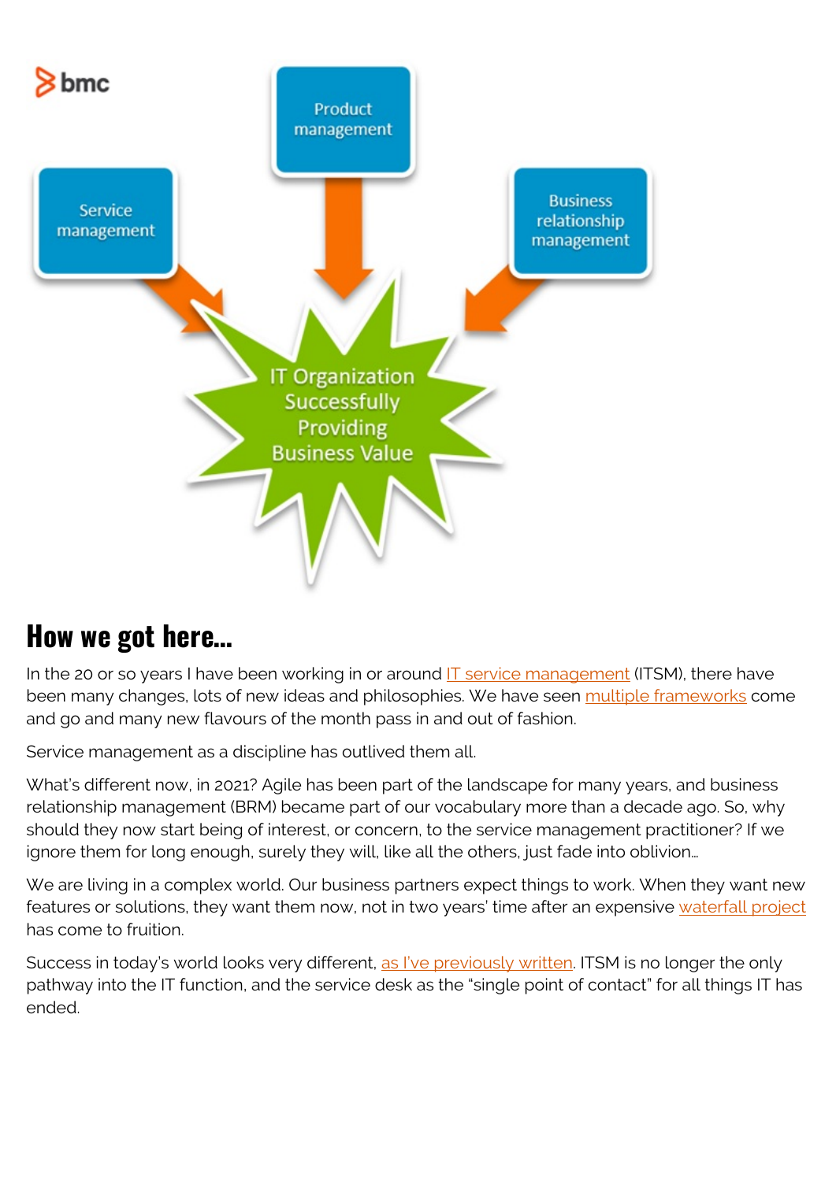## How we got here…

In the 20 or so years I have been working in or around IT service management (ITSM), there have been many changes, lots of new ideas and philosophies. We have seen multiple frameworks come and go and many new flavours of the month pass in and out of fashion.

Service management as a discipline has outlived them all.

What's different now, in 2021? Agile has been part of the landscape for many years, and business relationship management (BRM) became part of our vocabulary more than a decade ago. So, why should they now start being of interest, or concern, to the service management practitioner? If we ignore them for long enough, surely they will, like all the others, just fade into oblivion…

We are living in a complex world. Our business partners expect things to work. When they want new features or solutions, they want them now, not in two years' time after an expensive waterfall project has come to fruition.

Success in today's world looks very different, as I've previously written. ITSM is no longer the only pathway into the IT function, and the service desk as the "single point of contact" for all things IT has ended.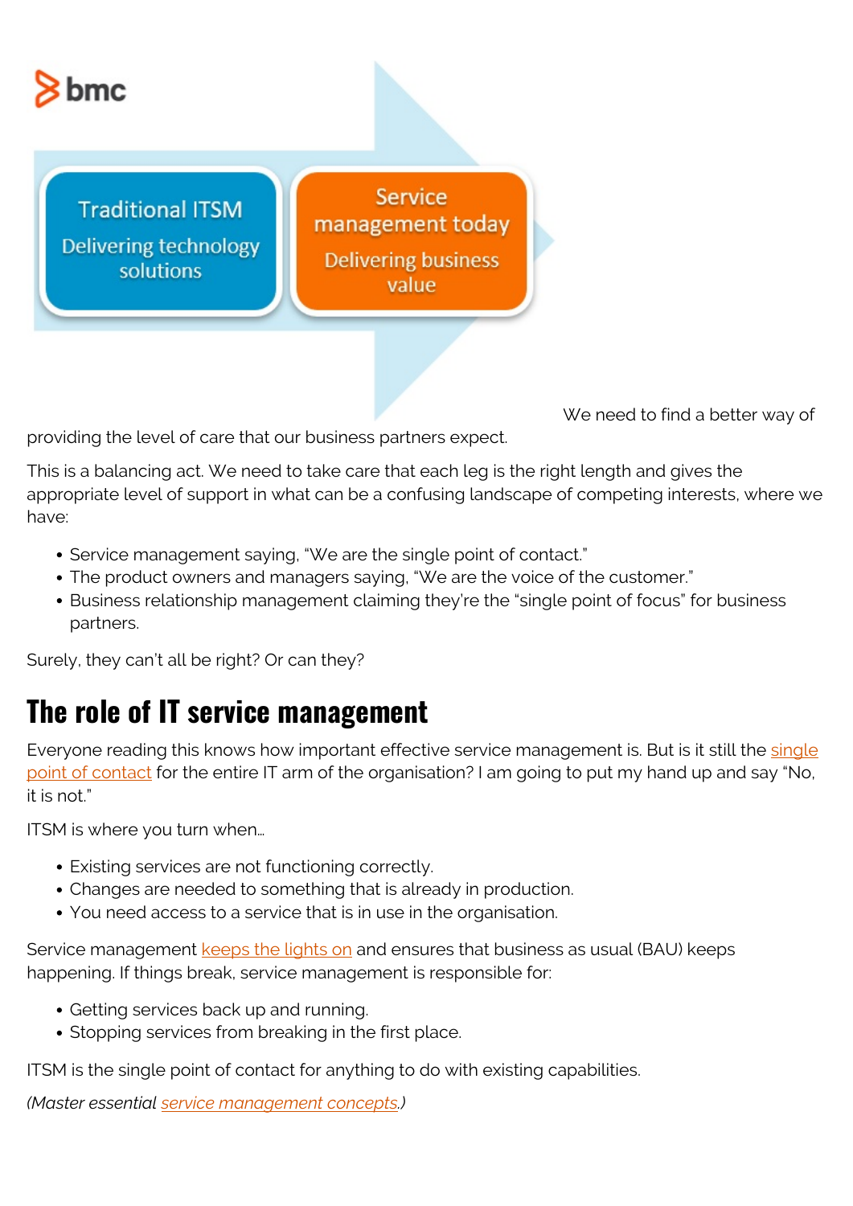We need to find a better way of providing the level of care that our business partners expect.

This is a balancing act. We need to take care that each leg is the right length and gives the appropriate level of support in what can be a confusing landscape of competing interests, where we have:

- Service management saying, “We are the single point of contact.”
- The product owners and managers saying, “We are the voice of the customer.”
- Business relationship management claiming they’re the “single point of focus” for business partners.

Surely, they can’t all be right? Or can they?

## The role of IT service management

Everyone reading this knows how important effective service management is. But is it still the single point of contact for the entire IT arm of the organisation? I am going to put my hand up and say “No, it is not.”

ITSM is where you turn when…

- Existing services are not functioning correctly.
- Changes are needed to something that is already in production.
- You need access to a service that is in use in the organisation.

Service management keeps the lights on and ensures that business as usual (BAU) keeps happening. If things break, service management is responsible for:

- Getting services back up and running.
- Stopping services from breaking in the first place.

ITSM is the single point of contact for anything to do with existing capabilities.

*(Master essential service management concepts.)*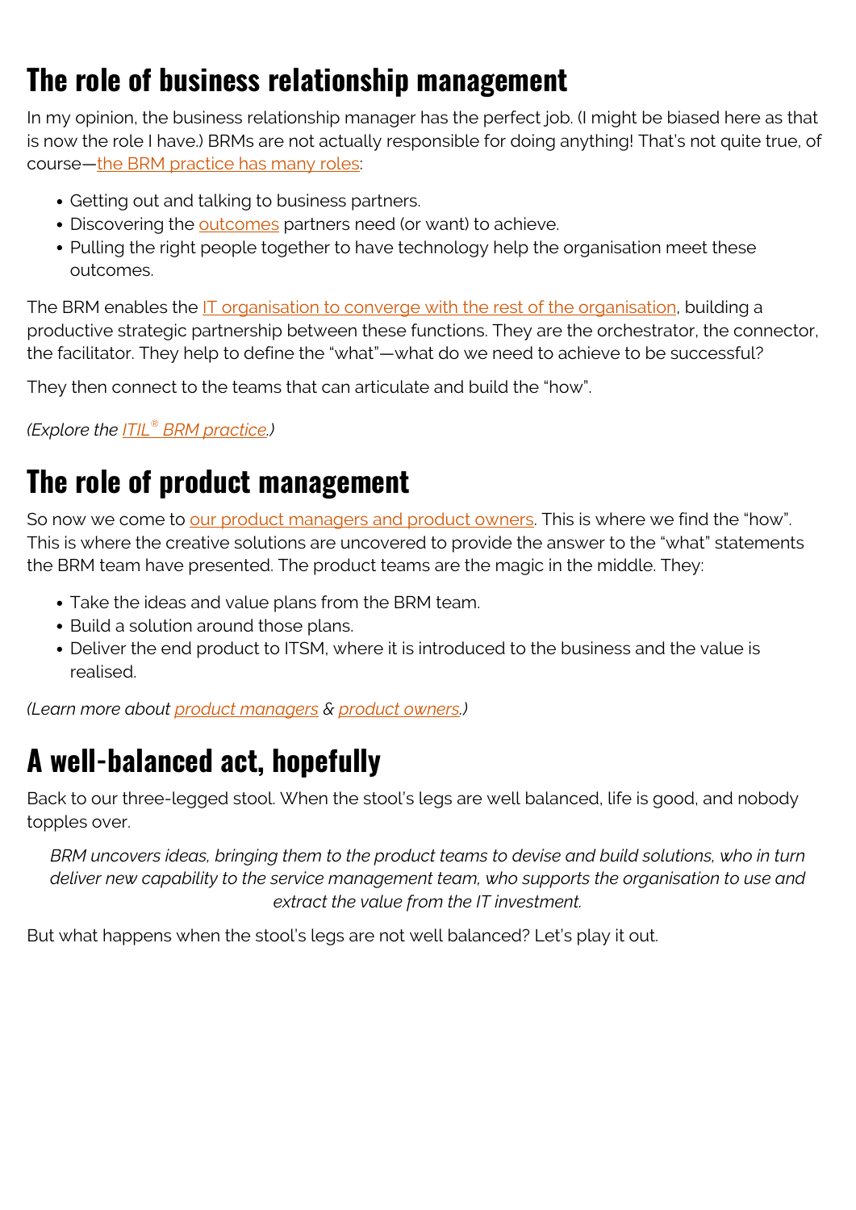## The role of business relationship management

In my opinion, the business relationship manager has the perfect job. (I might be biased here as that is now the role I have.) BRMs are not actually responsible for doing anything! That's not quite true, of course—the BRM practice has many roles:

- Getting out and talking to business partners.
- Discovering the outcomes partners need (or want) to achieve.
- Pulling the right people together to have technology help the organisation meet these outcomes.

The BRM enables the IT organisation to converge with the rest of the organisation, building a productive strategic partnership between these functions. They are the orchestrator, the connector, the facilitator. They help to define the "what"—what do we need to achieve to be successful?

They then connect to the teams that can articulate and build the "how".

*(Explore the ITIL® BRM practice.)*

## The role of product management

So now we come to our product managers and product owners. This is where we find the "how". This is where the creative solutions are uncovered to provide the answer to the "what" statements the BRM team have presented. The product teams are the magic in the middle. They:

- Take the ideas and value plans from the BRM team.
- Build a solution around those plans.
- Deliver the end product to ITSM, where it is introduced to the business and the value is realised.

*(Learn more about product managers & product owners.)*

## A well-balanced act, hopefully

Back to our three-legged stool. When the stool's legs are well balanced, life is good, and nobody topples over.

> *BRM uncovers ideas, bringing them to the product teams to devise and build solutions, who in turn deliver new capability to the service management team, who supports the organisation to use and extract the value from the IT investment.*

But what happens when the stool's legs are not well balanced? Let's play it out.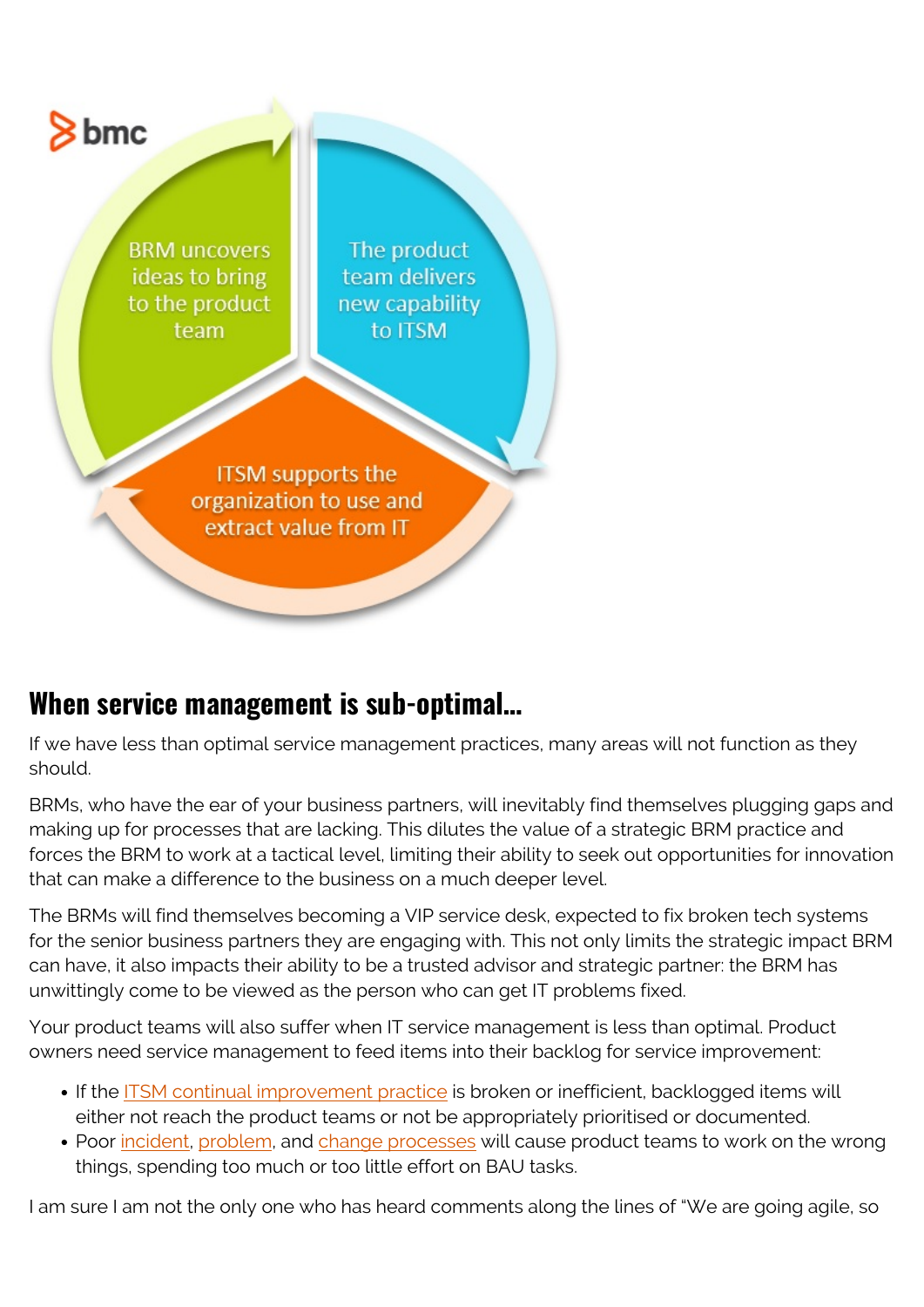BRM uncovers ideas to bring to the product team

The product team delivers new capability to ITSM

ITSM supports the organization to use and extract value from IT

## When service management is sub-optimal…

If we have less than optimal service management practices, many areas will not function as they should.

BRMs, who have the ear of your business partners, will inevitably find themselves plugging gaps and making up for processes that are lacking. This dilutes the value of a strategic BRM practice and forces the BRM to work at a tactical level, limiting their ability to seek out opportunities for innovation that can make a difference to the business on a much deeper level.

The BRMs will find themselves becoming a VIP service desk, expected to fix broken tech systems for the senior business partners they are engaging with. This not only limits the strategic impact BRM can have, it also impacts their ability to be a trusted advisor and strategic partner: the BRM has unwittingly come to be viewed as the person who can get IT problems fixed.

Your product teams will also suffer when IT service management is less than optimal. Product owners need service management to feed items into their backlog for service improvement:

- If the ITSM continual improvement practice is broken or inefficient, backlogged items will either not reach the product teams or not be appropriately prioritised or documented.
- Poor incident, problem, and change processes will cause product teams to work on the wrong things, spending too much or too little effort on BAU tasks.

I am sure I am not the only one who has heard comments along the lines of "We are going agile, so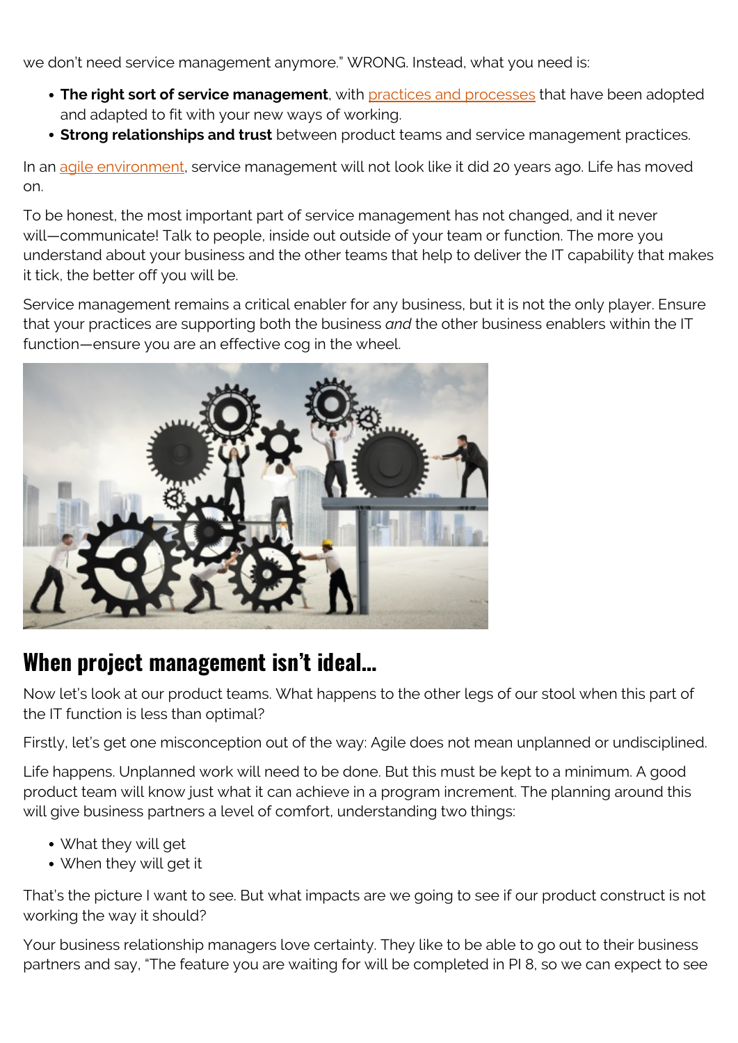we don't need service management anymore." WRONG. Instead, what you need is:

- **The right sort of service management**, with practices and processes that have been adopted and adapted to fit with your new ways of working.
- **Strong relationships and trust** between product teams and service management practices.

In an agile environment, service management will not look like it did 20 years ago. Life has moved on.

To be honest, the most important part of service management has not changed, and it never will—communicate! Talk to people, inside out outside of your team or function. The more you understand about your business and the other teams that help to deliver the IT capability that makes it tick, the better off you will be.

Service management remains a critical enabler for any business, but it is not the only player. Ensure that your practices are supporting both the business *and* the other business enablers within the IT function—ensure you are an effective cog in the wheel.

## When project management isn't ideal…

Now let's look at our product teams. What happens to the other legs of our stool when this part of the IT function is less than optimal?

Firstly, let's get one misconception out of the way: Agile does not mean unplanned or undisciplined.

Life happens. Unplanned work will need to be done. But this must be kept to a minimum. A good product team will know just what it can achieve in a program increment. The planning around this will give business partners a level of comfort, understanding two things:

- What they will get
- When they will get it

That's the picture I want to see. But what impacts are we going to see if our product construct is not working the way it should?

Your business relationship managers love certainty. They like to be able to go out to their business partners and say, "The feature you are waiting for will be completed in PI 8, so we can expect to see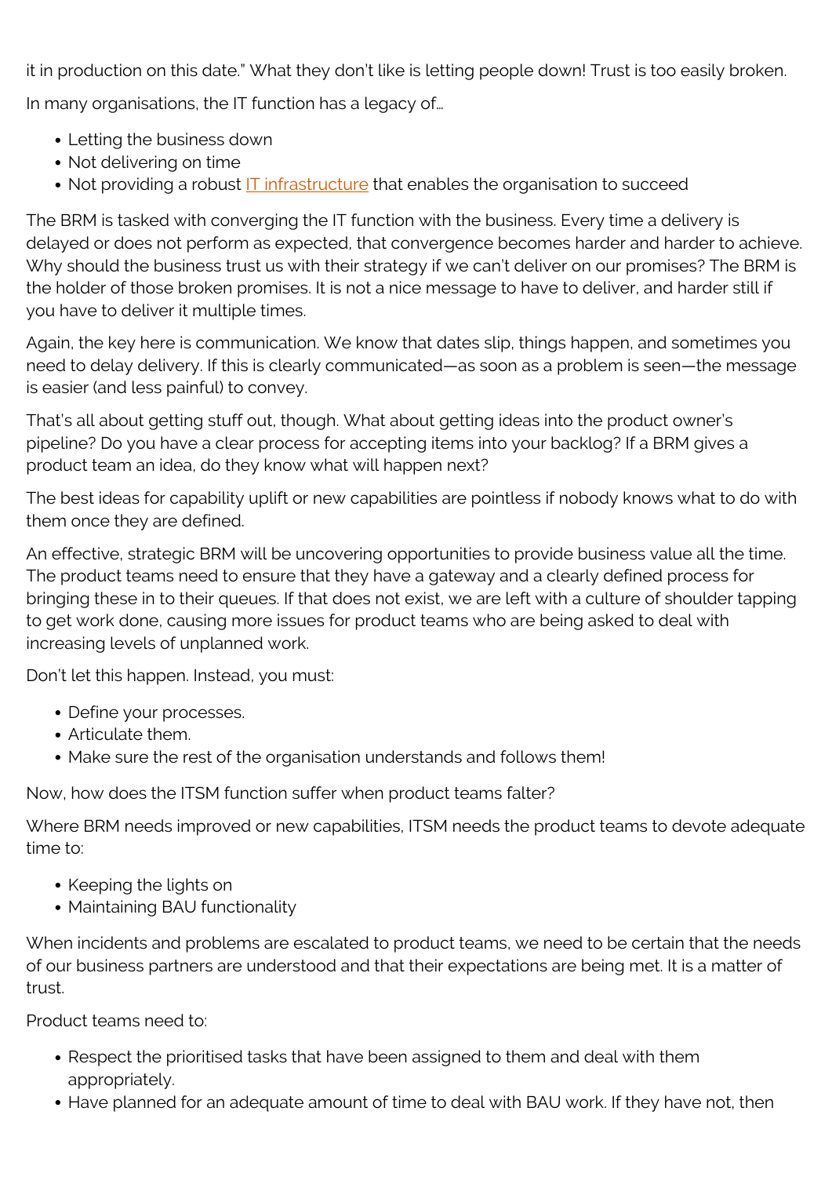it in production on this date." What they don't like is letting people down! Trust is too easily broken.

In many organisations, the IT function has a legacy of…

- Letting the business down
- Not delivering on time
- Not providing a robust [IT infrastructure] that enables the organisation to succeed

The BRM is tasked with converging the IT function with the business. Every time a delivery is delayed or does not perform as expected, that convergence becomes harder and harder to achieve. Why should the business trust us with their strategy if we can't deliver on our promises? The BRM is the holder of those broken promises. It is not a nice message to have to deliver, and harder still if you have to deliver it multiple times.

Again, the key here is communication. We know that dates slip, things happen, and sometimes you need to delay delivery. If this is clearly communicated—as soon as a problem is seen—the message is easier (and less painful) to convey.

That's all about getting stuff out, though. What about getting ideas into the product owner's pipeline? Do you have a clear process for accepting items into your backlog? If a BRM gives a product team an idea, do they know what will happen next?

The best ideas for capability uplift or new capabilities are pointless if nobody knows what to do with them once they are defined.

An effective, strategic BRM will be uncovering opportunities to provide business value all the time. The product teams need to ensure that they have a gateway and a clearly defined process for bringing these in to their queues. If that does not exist, we are left with a culture of shoulder tapping to get work done, causing more issues for product teams who are being asked to deal with increasing levels of unplanned work.

Don't let this happen. Instead, you must:

- Define your processes.
- Articulate them.
- Make sure the rest of the organisation understands and follows them!

Now, how does the ITSM function suffer when product teams falter?

Where BRM needs improved or new capabilities, ITSM needs the product teams to devote adequate time to:

- Keeping the lights on
- Maintaining BAU functionality

When incidents and problems are escalated to product teams, we need to be certain that the needs of our business partners are understood and that their expectations are being met. It is a matter of trust.

Product teams need to:

- Respect the prioritised tasks that have been assigned to them and deal with them appropriately.
- Have planned for an adequate amount of time to deal with BAU work. If they have not, then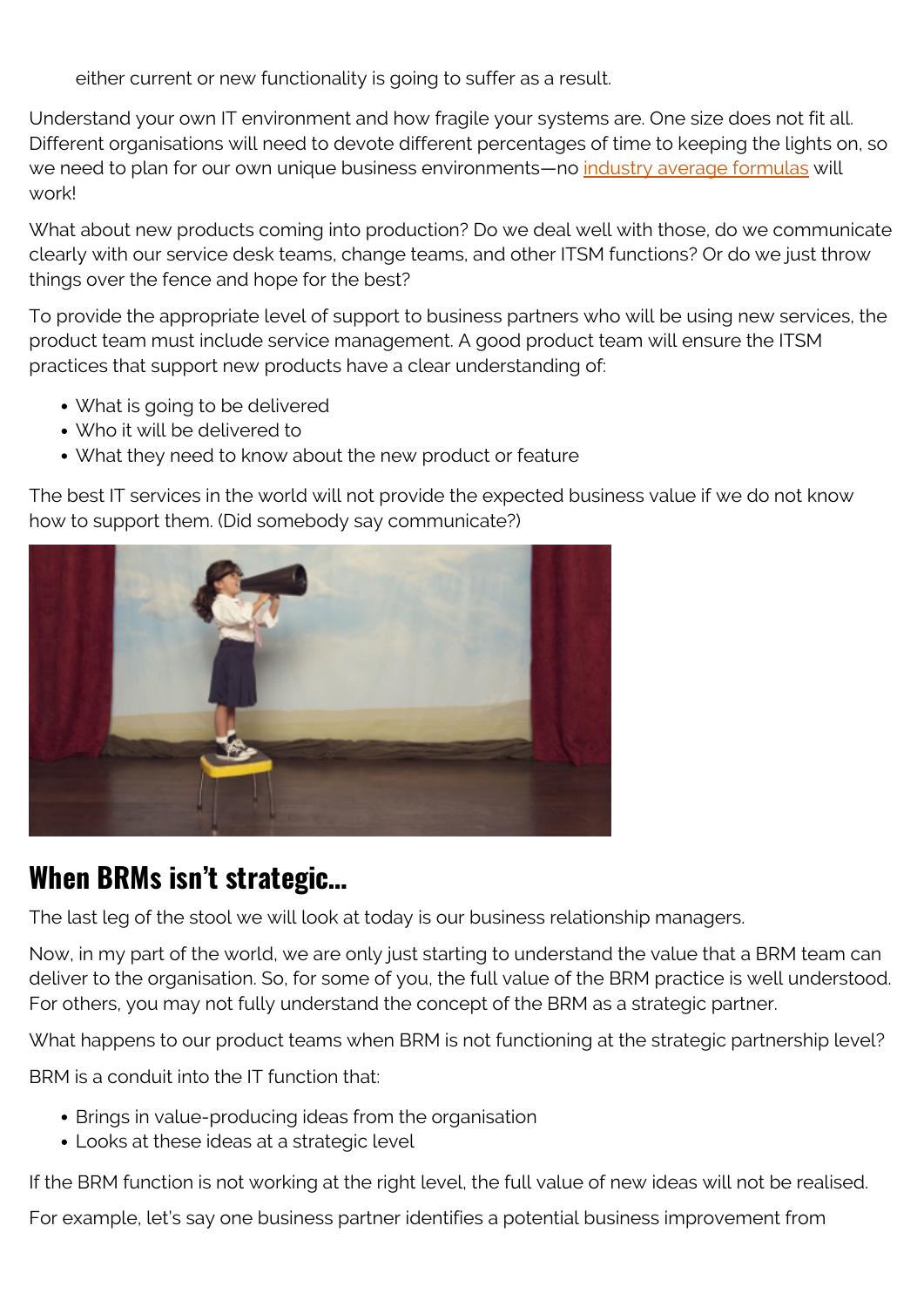either current or new functionality is going to suffer as a result.

Understand your own IT environment and how fragile your systems are. One size does not fit all. Different organisations will need to devote different percentages of time to keeping the lights on, so we need to plan for our own unique business environments—no industry average formulas will work!

What about new products coming into production? Do we deal well with those, do we communicate clearly with our service desk teams, change teams, and other ITSM functions? Or do we just throw things over the fence and hope for the best?

To provide the appropriate level of support to business partners who will be using new services, the product team must include service management. A good product team will ensure the ITSM practices that support new products have a clear understanding of:

- What is going to be delivered
- Who it will be delivered to
- What they need to know about the new product or feature

The best IT services in the world will not provide the expected business value if we do not know how to support them. (Did somebody say communicate?)

## When BRMs isn't strategic…

The last leg of the stool we will look at today is our business relationship managers.

Now, in my part of the world, we are only just starting to understand the value that a BRM team can deliver to the organisation. So, for some of you, the full value of the BRM practice is well understood. For others, you may not fully understand the concept of the BRM as a strategic partner.

What happens to our product teams when BRM is not functioning at the strategic partnership level?

BRM is a conduit into the IT function that:

- Brings in value-producing ideas from the organisation
- Looks at these ideas at a strategic level

If the BRM function is not working at the right level, the full value of new ideas will not be realised.

For example, let's say one business partner identifies a potential business improvement from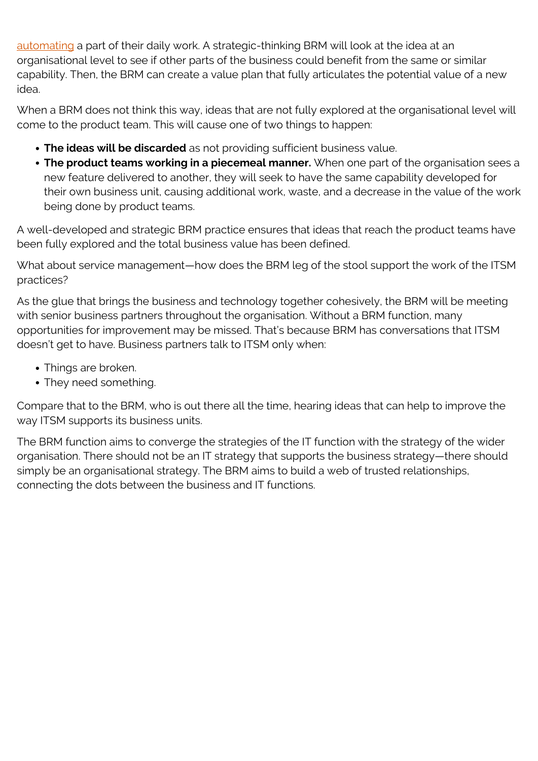automating a part of their daily work. A strategic-thinking BRM will look at the idea at an organisational level to see if other parts of the business could benefit from the same or similar capability. Then, the BRM can create a value plan that fully articulates the potential value of a new idea.

When a BRM does not think this way, ideas that are not fully explored at the organisational level will come to the product team. This will cause one of two things to happen:

- **The ideas will be discarded** as not providing sufficient business value.
- **The product teams working in a piecemeal manner.** When one part of the organisation sees a new feature delivered to another, they will seek to have the same capability developed for their own business unit, causing additional work, waste, and a decrease in the value of the work being done by product teams.

A well-developed and strategic BRM practice ensures that ideas that reach the product teams have been fully explored and the total business value has been defined.

What about service management—how does the BRM leg of the stool support the work of the ITSM practices?

As the glue that brings the business and technology together cohesively, the BRM will be meeting with senior business partners throughout the organisation. Without a BRM function, many opportunities for improvement may be missed. That's because BRM has conversations that ITSM doesn't get to have. Business partners talk to ITSM only when:

- Things are broken.
- They need something.

Compare that to the BRM, who is out there all the time, hearing ideas that can help to improve the way ITSM supports its business units.

The BRM function aims to converge the strategies of the IT function with the strategy of the wider organisation. There should not be an IT strategy that supports the business strategy—there should simply be an organisational strategy. The BRM aims to build a web of trusted relationships, connecting the dots between the business and IT functions.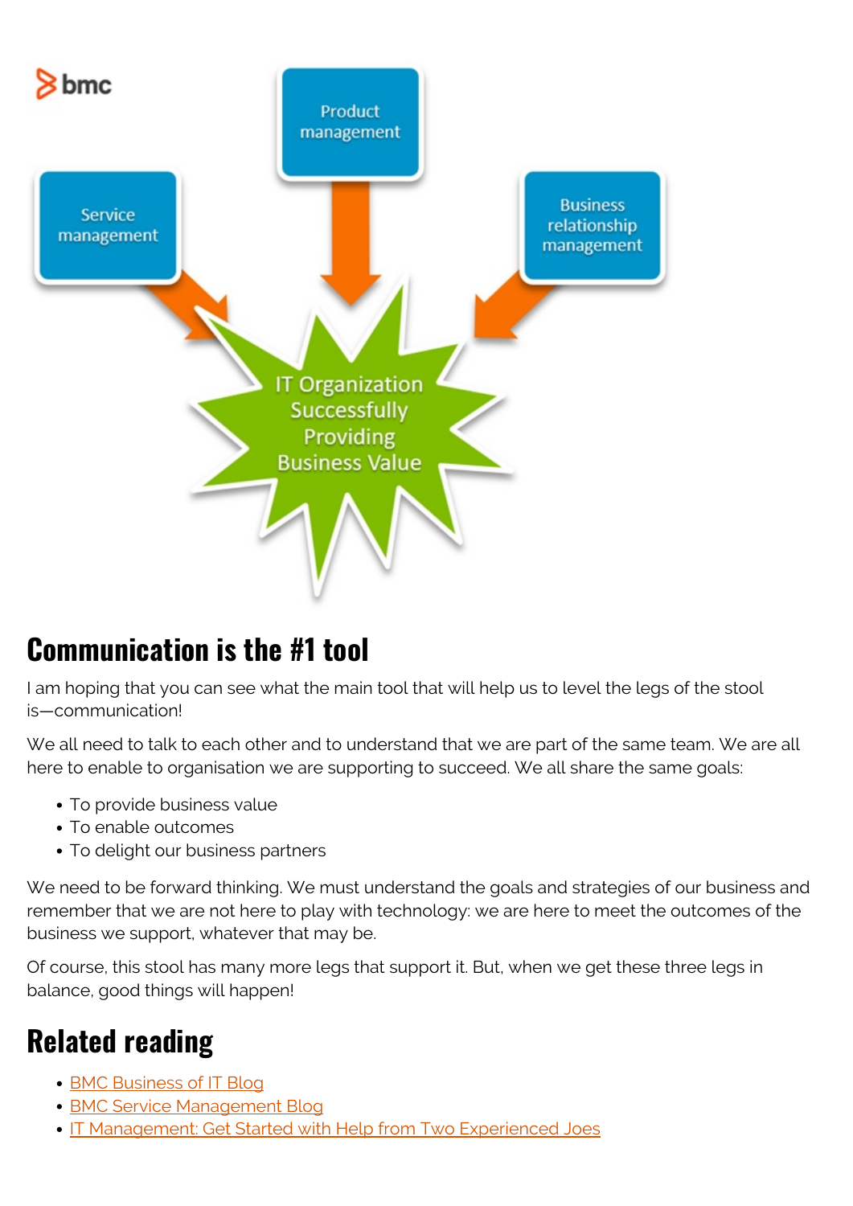## Communication is the #1 tool

I am hoping that you can see what the main tool that will help us to level the legs of the stool is—communication!

We all need to talk to each other and to understand that we are part of the same team. We are all here to enable to organisation we are supporting to succeed. We all share the same goals:

- To provide business value
- To enable outcomes
- To delight our business partners

We need to be forward thinking. We must understand the goals and strategies of our business and remember that we are not here to play with technology: we are here to meet the outcomes of the business we support, whatever that may be.

Of course, this stool has many more legs that support it. But, when we get these three legs in balance, good things will happen!

## Related reading

- BMC Business of IT Blog
- BMC Service Management Blog
- IT Management: Get Started with Help from Two Experienced Joes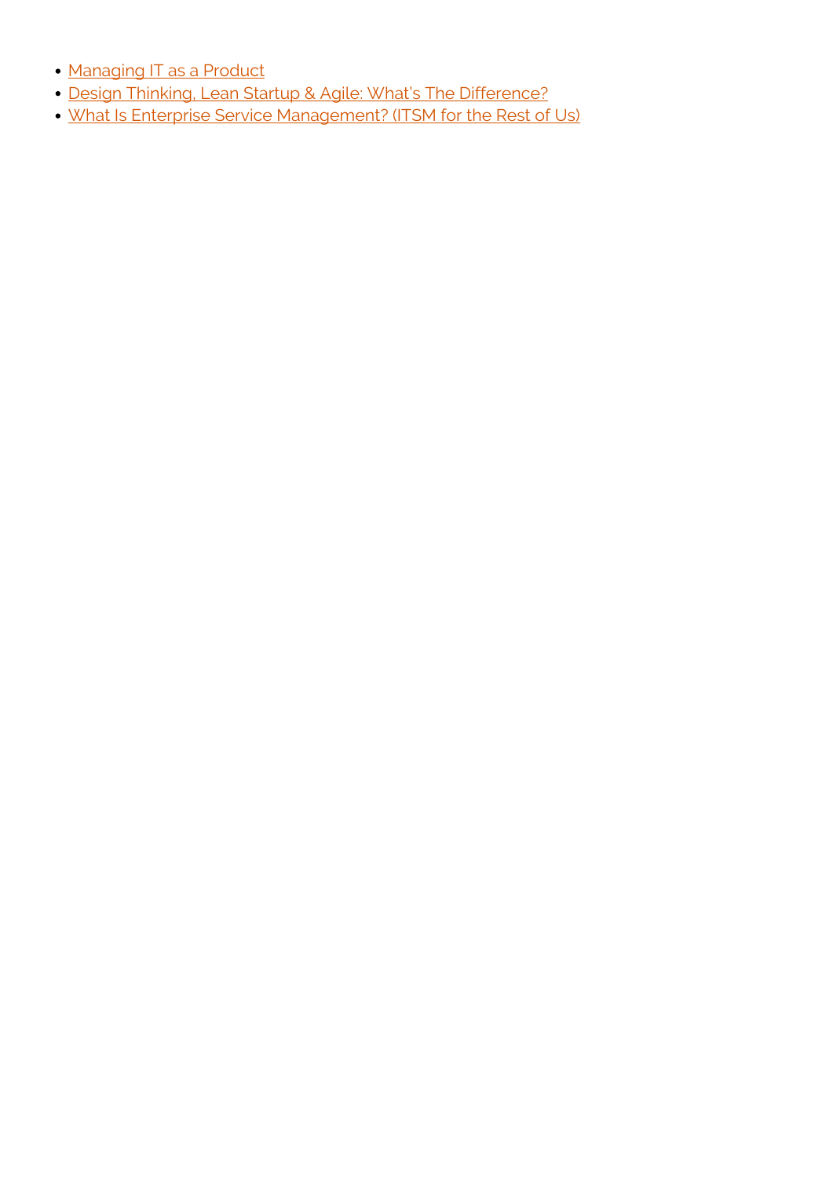- Managing IT as a Product
- Design Thinking, Lean Startup & Agile: What's The Difference?
- What Is Enterprise Service Management? (ITSM for the Rest of Us)